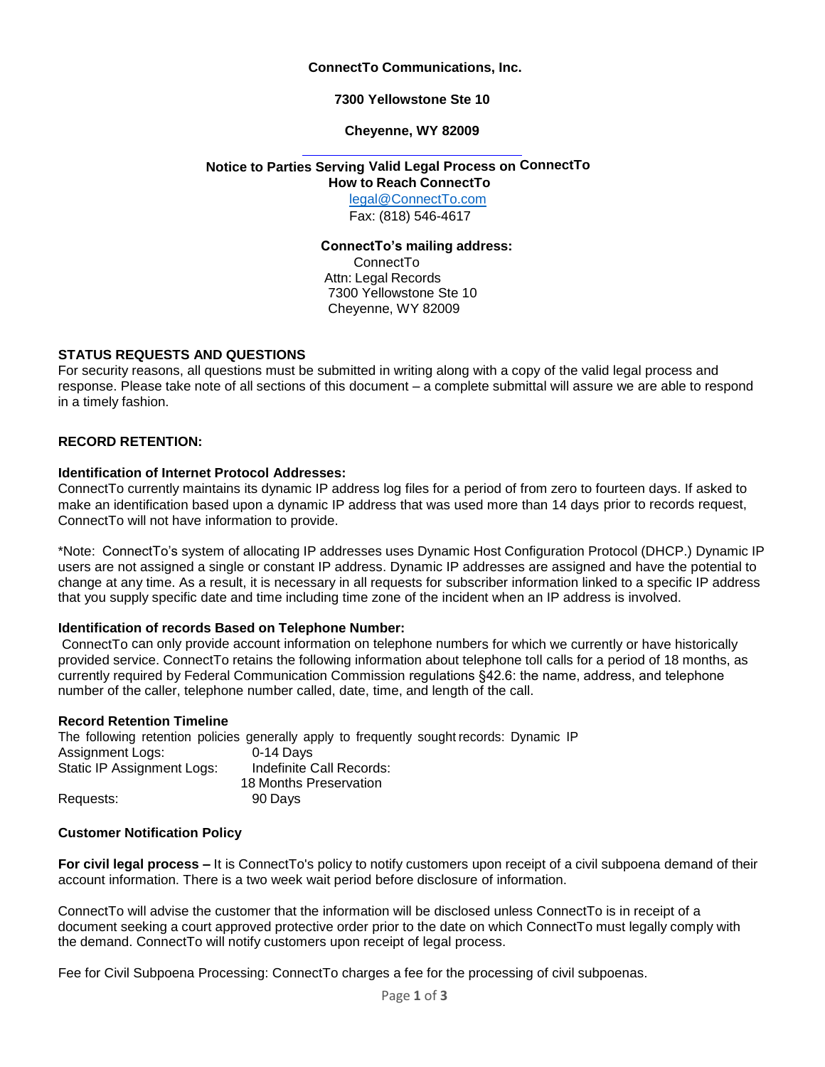**ConnectTo Communications, Inc.**

**7300 Yellowstone Ste 10**

**Cheyenne, WY 82009**

**Notice to Parties Serving Valid Legal Process on ConnectTo**

**How to Reach ConnectTo**

legal@ConnectTo.com

Fax: (818) 546-4617

**ConnectTo's mailing address:**

ConnectTo
Attn: Legal Records
7300 Yellowstone Ste 10
Cheyenne, WY 82009

**STATUS REQUESTS AND QUESTIONS**

For security reasons, all questions must be submitted in writing along with a copy of the valid legal process and response. Please take note of all sections of this document – a complete submittal will assure we are able to respond in a timely fashion.

**RECORD RETENTION:**

**Identification of Internet Protocol Addresses:**

ConnectTo currently maintains its dynamic IP address log files for a period of from zero to fourteen days. If asked to make an identification based upon a dynamic IP address that was used more than 14 days prior to records request, ConnectTo will not have information to provide.

*Note: ConnectTo's system of allocating IP addresses uses Dynamic Host Configuration Protocol (DHCP.) Dynamic IP users are not assigned a single or constant IP address. Dynamic IP addresses are assigned and have the potential to change at any time. As a result, it is necessary in all requests for subscriber information linked to a specific IP address that you supply specific date and time including time zone of the incident when an IP address is involved.

**Identification of records Based on Telephone Number:**

ConnectTo can only provide account information on telephone numbers for which we currently or have historically provided service. ConnectTo retains the following information about telephone toll calls for a period of 18 months, as currently required by Federal Communication Commission regulations §42.6: the name, address, and telephone number of the caller, telephone number called, date, time, and length of the call.

**Record Retention Timeline**

The following retention policies generally apply to frequently sought records:

| Record | Retention |
| --- | --- |
| Dynamic IP Assignment Logs: | 0-14 Days |
| Static IP Assignment Logs: | Indefinite |
| Call Records: | 18 Months Preservation |
| Requests: | 90 Days |

**Customer Notification Policy**

**For civil legal process –** It is ConnectTo's policy to notify customers upon receipt of a civil subpoena demand of their account information. There is a two week wait period before disclosure of information.

ConnectTo will advise the customer that the information will be disclosed unless ConnectTo is in receipt of a document seeking a court approved protective order prior to the date on which ConnectTo must legally comply with the demand. ConnectTo will notify customers upon receipt of legal process.

Fee for Civil Subpoena Processing: ConnectTo charges a fee for the processing of civil subpoenas.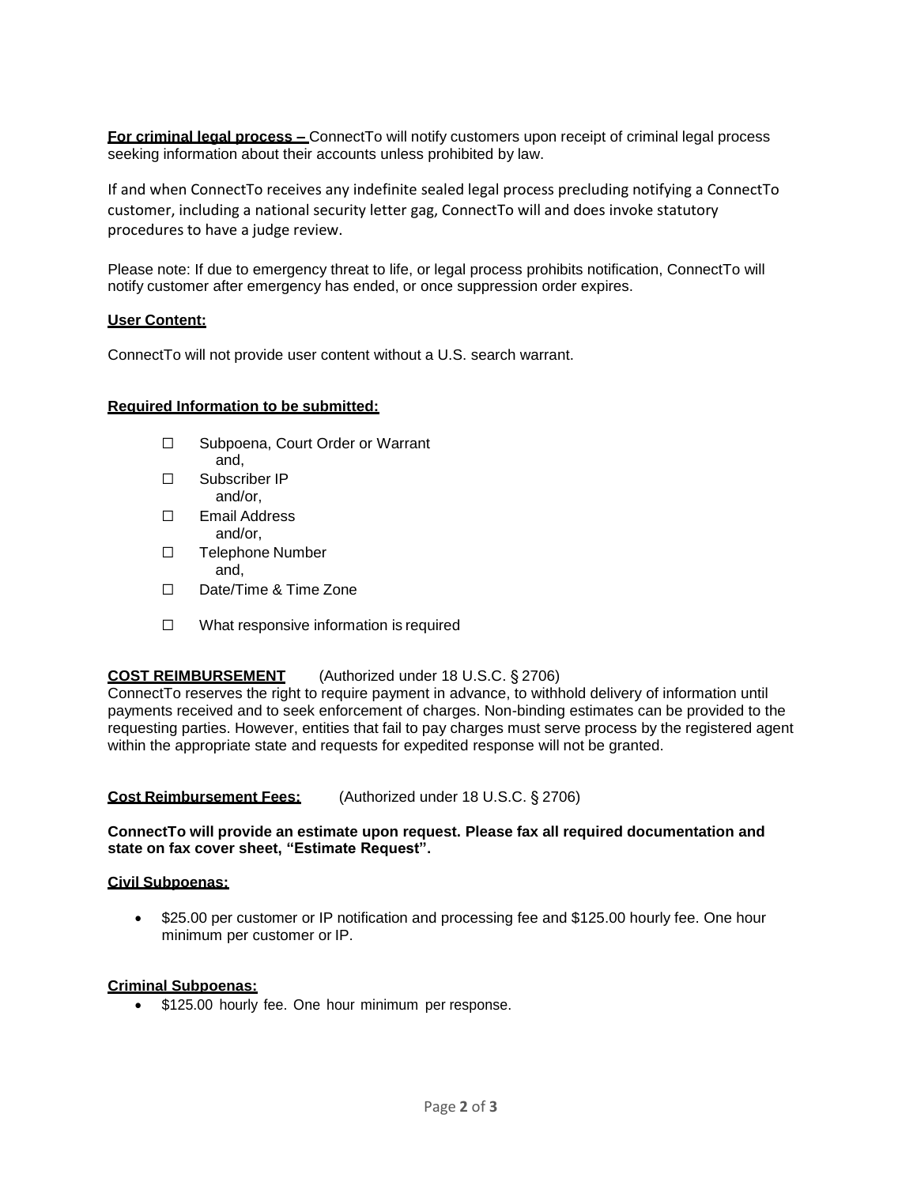**For criminal legal process –** ConnectTo will notify customers upon receipt of criminal legal process seeking information about their accounts unless prohibited by law.

If and when ConnectTo receives any indefinite sealed legal process precluding notifying a ConnectTo customer, including a national security letter gag, ConnectTo will and does invoke statutory procedures to have a judge review.

Please note: If due to emergency threat to life, or legal process prohibits notification, ConnectTo will notify customer after emergency has ended, or once suppression order expires.

**User Content:**

ConnectTo will not provide user content without a U.S. search warrant.

**Required Information to be submitted:**

- ☐ Subpoena, Court Order or Warrant
  and,
- ☐ Subscriber IP
  and/or,
- ☐ Email Address
  and/or,
- ☐ Telephone Number
  and,
- ☐ Date/Time & Time Zone
- ☐ What responsive information is required

**COST REIMBURSEMENT** (Authorized under 18 U.S.C. § 2706)
ConnectTo reserves the right to require payment in advance, to withhold delivery of information until payments received and to seek enforcement of charges. Non-binding estimates can be provided to the requesting parties. However, entities that fail to pay charges must serve process by the registered agent within the appropriate state and requests for expedited response will not be granted.

**Cost Reimbursement Fees:** (Authorized under 18 U.S.C. § 2706)

**ConnectTo will provide an estimate upon request. Please fax all required documentation and state on fax cover sheet, "Estimate Request".**

**Civil Subpoenas:**

- $25.00 per customer or IP notification and processing fee and $125.00 hourly fee. One hour minimum per customer or IP.

**Criminal Subpoenas:**

- $125.00 hourly fee. One hour minimum per response.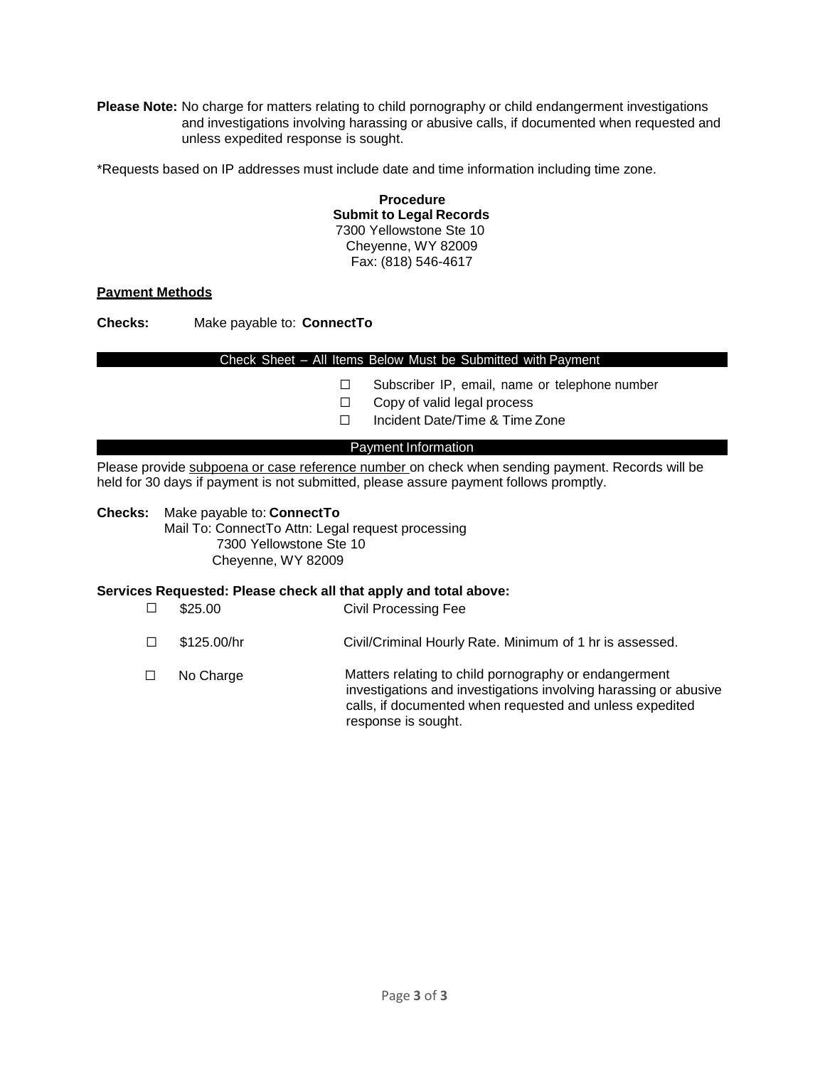**Please Note:** No charge for matters relating to child pornography or child endangerment investigations and investigations involving harassing or abusive calls, if documented when requested and unless expedited response is sought.

*Requests based on IP addresses must include date and time information including time zone.

**Procedure**
**Submit to Legal Records**
7300 Yellowstone Ste 10
Cheyenne, WY 82009
Fax: (818) 546-4617

**Payment Methods**

**Checks:** Make payable to: **ConnectTo**

## Check Sheet – All Items Below Must be Submitted with Payment

- ☐ Subscriber IP, email, name or telephone number
- ☐ Copy of valid legal process
- ☐ Incident Date/Time & Time Zone

## Payment Information

Please provide subpoena or case reference number on check when sending payment. Records will be held for 30 days if payment is not submitted, please assure payment follows promptly.

**Checks:** Make payable to: **ConnectTo**
Mail To: ConnectTo Attn: Legal request processing
7300 Yellowstone Ste 10
Cheyenne, WY 82009

**Services Requested: Please check all that apply and total above:**

| | | |
|---|---|---|
| ☐ | $25.00 | Civil Processing Fee |
| ☐ | $125.00/hr | Civil/Criminal Hourly Rate. Minimum of 1 hr is assessed. |
| ☐ | No Charge | Matters relating to child pornography or endangerment investigations and investigations involving harassing or abusive calls, if documented when requested and unless expedited response is sought. |